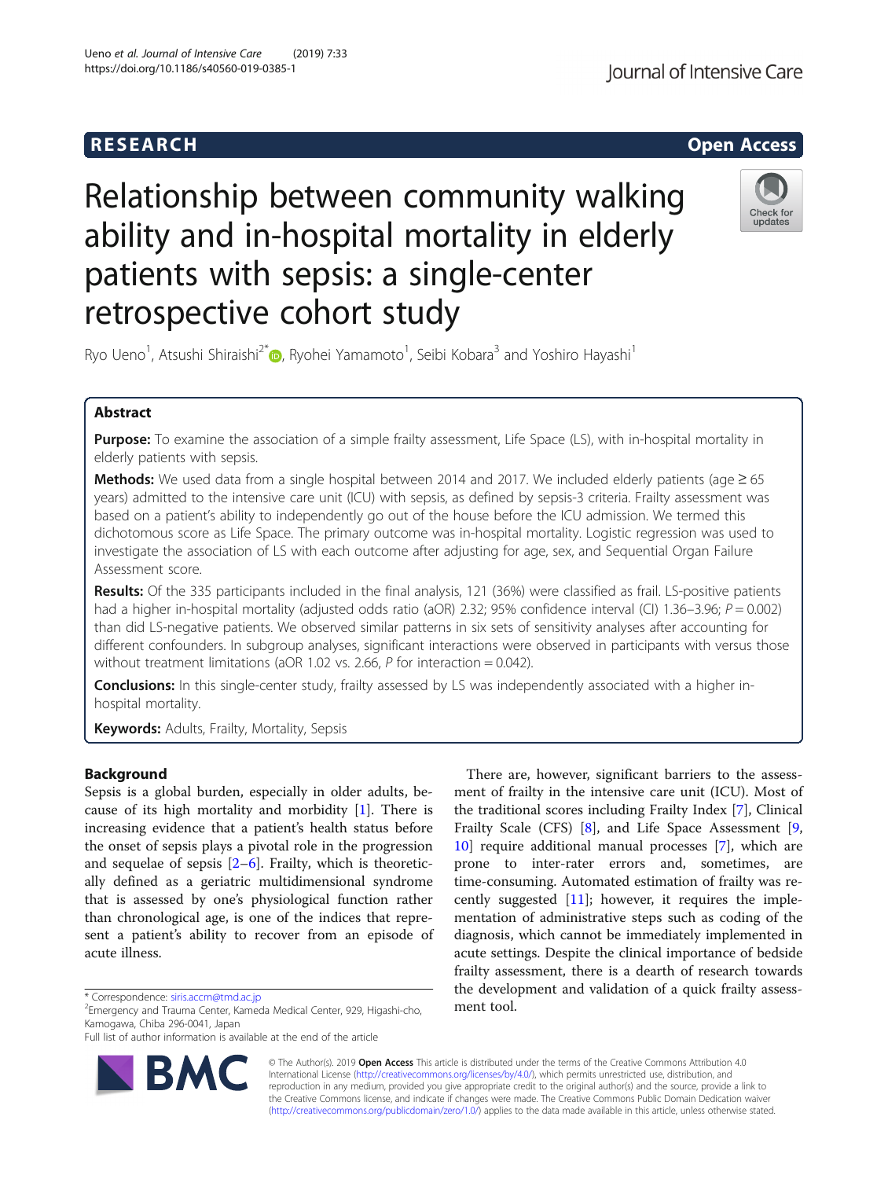RESEARCH

Open Access

# Relationship between community walking ability and in-hospital mortality in elderly patients with sepsis: a single-center retrospective cohort study

Ryo Ueno[1], Atsushi Shiraishi[2*], Ryohei Yamamoto[1], Seibi Kobara[3] and Yoshiro Hayashi[1]

## Abstract

**Purpose:** To examine the association of a simple frailty assessment, Life Space (LS), with in-hospital mortality in elderly patients with sepsis.

**Methods:** We used data from a single hospital between 2014 and 2017. We included elderly patients (age ≥ 65 years) admitted to the intensive care unit (ICU) with sepsis, as defined by sepsis-3 criteria. Frailty assessment was based on a patient's ability to independently go out of the house before the ICU admission. We termed this dichotomous score as Life Space. The primary outcome was in-hospital mortality. Logistic regression was used to investigate the association of LS with each outcome after adjusting for age, sex, and Sequential Organ Failure Assessment score.

**Results:** Of the 335 participants included in the final analysis, 121 (36%) were classified as frail. LS-positive patients had a higher in-hospital mortality (adjusted odds ratio (aOR) 2.32; 95% confidence interval (CI) 1.36–3.96; $P = 0.002$) than did LS-negative patients. We observed similar patterns in six sets of sensitivity analyses after accounting for different confounders. In subgroup analyses, significant interactions were observed in participants with versus those without treatment limitations (aOR 1.02 vs. 2.66, $P$ for interaction = 0.042).

**Conclusions:** In this single-center study, frailty assessed by LS was independently associated with a higher in-hospital mortality.

**Keywords:** Adults, Frailty, Mortality, Sepsis

## Background

Sepsis is a global burden, especially in older adults, because of its high mortality and morbidity [1]. There is increasing evidence that a patient's health status before the onset of sepsis plays a pivotal role in the progression and sequelae of sepsis [2–6]. Frailty, which is theoretically defined as a geriatric multidimensional syndrome that is assessed by one's physiological function rather than chronological age, is one of the indices that represent a patient's ability to recover from an episode of acute illness.

There are, however, significant barriers to the assessment of frailty in the intensive care unit (ICU). Most of the traditional scores including Frailty Index [7], Clinical Frailty Scale (CFS) [8], and Life Space Assessment [9, 10] require additional manual processes [7], which are prone to inter-rater errors and, sometimes, are time-consuming. Automated estimation of frailty was recently suggested [11]; however, it requires the implementation of administrative steps such as coding of the diagnosis, which cannot be immediately implemented in acute settings. Despite the clinical importance of bedside frailty assessment, there is a dearth of research towards the development and validation of a quick frailty assessment tool.

\* Correspondence: siris.accm@tmd.ac.jp
[2]Emergency and Trauma Center, Kameda Medical Center, 929, Higashi-cho, Kamogawa, Chiba 296-0041, Japan
Full list of author information is available at the end of the article

© The Author(s). 2019 **Open Access** This article is distributed under the terms of the Creative Commons Attribution 4.0 International License (http://creativecommons.org/licenses/by/4.0/), which permits unrestricted use, distribution, and reproduction in any medium, provided you give appropriate credit to the original author(s) and the source, provide a link to the Creative Commons license, and indicate if changes were made. The Creative Commons Public Domain Dedication waiver (http://creativecommons.org/publicdomain/zero/1.0/) applies to the data made available in this article, unless otherwise stated.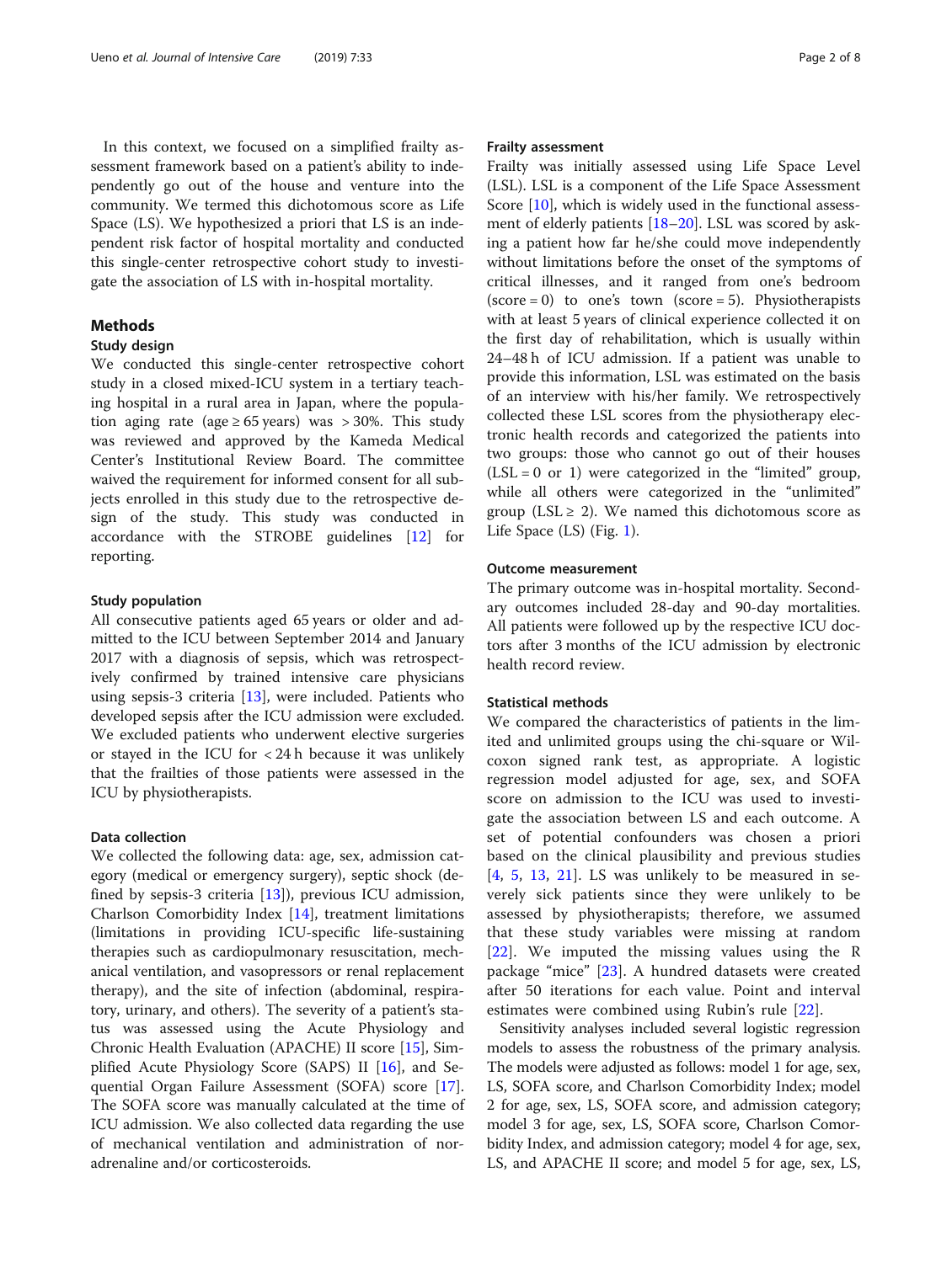In this context, we focused on a simplified frailty assessment framework based on a patient's ability to independently go out of the house and venture into the community. We termed this dichotomous score as Life Space (LS). We hypothesized a priori that LS is an independent risk factor of hospital mortality and conducted this single-center retrospective cohort study to investigate the association of LS with in-hospital mortality.

## Methods

### Study design

We conducted this single-center retrospective cohort study in a closed mixed-ICU system in a tertiary teaching hospital in a rural area in Japan, where the population aging rate (age ≥ 65 years) was > 30%. This study was reviewed and approved by the Kameda Medical Center's Institutional Review Board. The committee waived the requirement for informed consent for all subjects enrolled in this study due to the retrospective design of the study. This study was conducted in accordance with the STROBE guidelines [12] for reporting.

### Study population

All consecutive patients aged 65 years or older and admitted to the ICU between September 2014 and January 2017 with a diagnosis of sepsis, which was retrospectively confirmed by trained intensive care physicians using sepsis-3 criteria [13], were included. Patients who developed sepsis after the ICU admission were excluded. We excluded patients who underwent elective surgeries or stayed in the ICU for < 24 h because it was unlikely that the frailties of those patients were assessed in the ICU by physiotherapists.

### Data collection

We collected the following data: age, sex, admission category (medical or emergency surgery), septic shock (defined by sepsis-3 criteria [13]), previous ICU admission, Charlson Comorbidity Index [14], treatment limitations (limitations in providing ICU-specific life-sustaining therapies such as cardiopulmonary resuscitation, mechanical ventilation, and vasopressors or renal replacement therapy), and the site of infection (abdominal, respiratory, urinary, and others). The severity of a patient's status was assessed using the Acute Physiology and Chronic Health Evaluation (APACHE) II score [15], Simplified Acute Physiology Score (SAPS) II [16], and Sequential Organ Failure Assessment (SOFA) score [17]. The SOFA score was manually calculated at the time of ICU admission. We also collected data regarding the use of mechanical ventilation and administration of noradrenaline and/or corticosteroids.

### Frailty assessment

Frailty was initially assessed using Life Space Level (LSL). LSL is a component of the Life Space Assessment Score [10], which is widely used in the functional assessment of elderly patients [18–20]. LSL was scored by asking a patient how far he/she could move independently without limitations before the onset of the symptoms of critical illnesses, and it ranged from one's bedroom (score = 0) to one's town (score = 5). Physiotherapists with at least 5 years of clinical experience collected it on the first day of rehabilitation, which is usually within 24–48 h of ICU admission. If a patient was unable to provide this information, LSL was estimated on the basis of an interview with his/her family. We retrospectively collected these LSL scores from the physiotherapy electronic health records and categorized the patients into two groups: those who cannot go out of their houses (LSL = 0 or 1) were categorized in the "limited" group, while all others were categorized in the "unlimited" group (LSL ≥ 2). We named this dichotomous score as Life Space (LS) (Fig. 1).

### Outcome measurement

The primary outcome was in-hospital mortality. Secondary outcomes included 28-day and 90-day mortalities. All patients were followed up by the respective ICU doctors after 3 months of the ICU admission by electronic health record review.

### Statistical methods

We compared the characteristics of patients in the limited and unlimited groups using the chi-square or Wilcoxon signed rank test, as appropriate. A logistic regression model adjusted for age, sex, and SOFA score on admission to the ICU was used to investigate the association between LS and each outcome. A set of potential confounders was chosen a priori based on the clinical plausibility and previous studies [4, 5, 13, 21]. LS was unlikely to be measured in severely sick patients since they were unlikely to be assessed by physiotherapists; therefore, we assumed that these study variables were missing at random [22]. We imputed the missing values using the R package "mice" [23]. A hundred datasets were created after 50 iterations for each value. Point and interval estimates were combined using Rubin's rule [22].

Sensitivity analyses included several logistic regression models to assess the robustness of the primary analysis. The models were adjusted as follows: model 1 for age, sex, LS, SOFA score, and Charlson Comorbidity Index; model 2 for age, sex, LS, SOFA score, and admission category; model 3 for age, sex, LS, SOFA score, Charlson Comorbidity Index, and admission category; model 4 for age, sex, LS, and APACHE II score; and model 5 for age, sex, LS,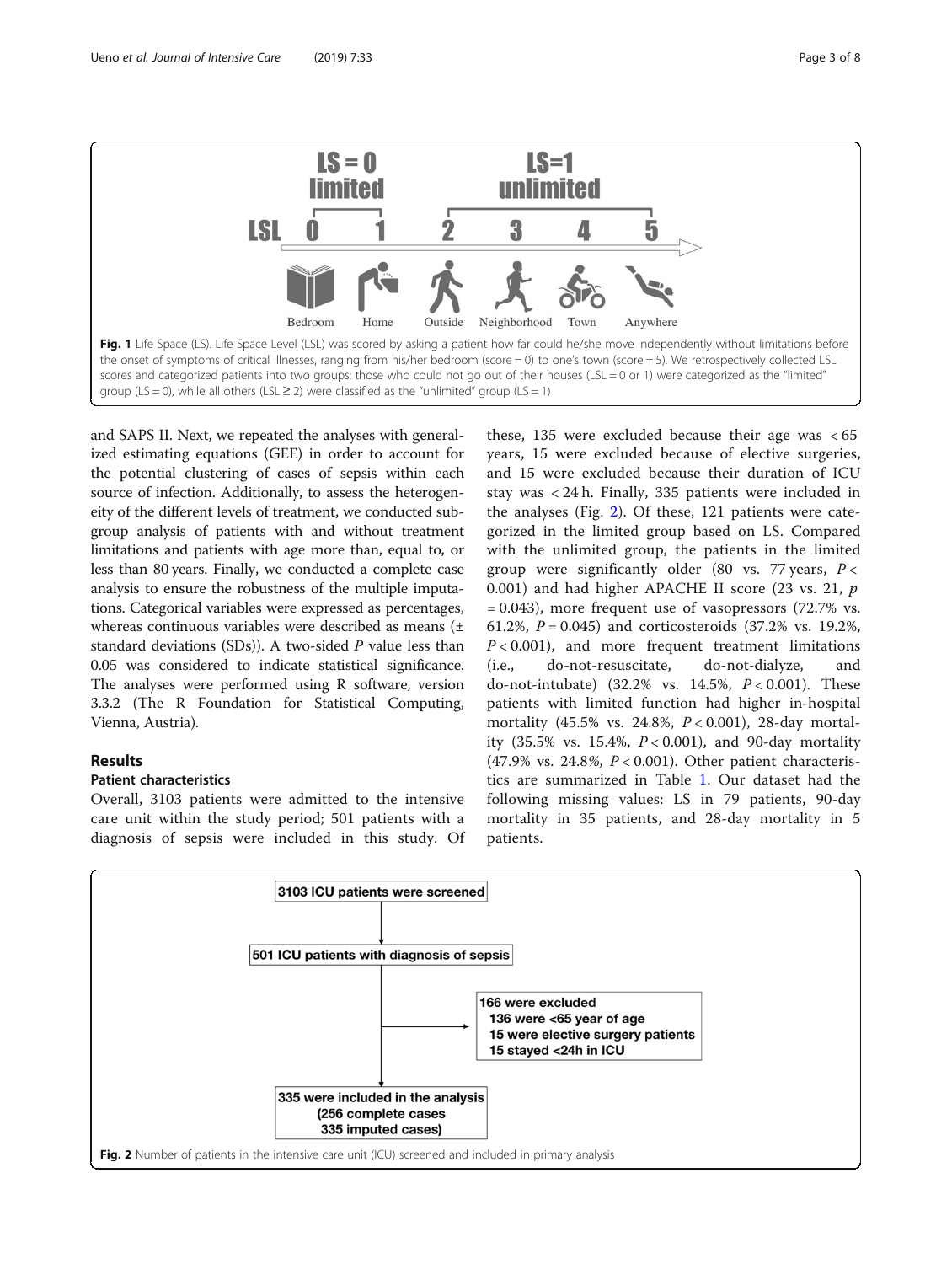LS = 0
limited

LS=1
unlimited

LSL 0 1 2 3 4 5

Bedroom Home Outside Neighborhood Town Anywhere

**Fig. 1** Life Space (LS). Life Space Level (LSL) was scored by asking a patient how far could he/she move independently without limitations before the onset of symptoms of critical illnesses, ranging from his/her bedroom (score = 0) to one's town (score = 5). We retrospectively collected LSL scores and categorized patients into two groups: those who could not go out of their houses (LSL = 0 or 1) were categorized as the "limited" group (LS = 0), while all others (LSL ≥ 2) were classified as the "unlimited" group (LS = 1)

and SAPS II. Next, we repeated the analyses with generalized estimating equations (GEE) in order to account for the potential clustering of cases of sepsis within each source of infection. Additionally, to assess the heterogeneity of the different levels of treatment, we conducted subgroup analysis of patients with and without treatment limitations and patients with age more than, equal to, or less than 80 years. Finally, we conducted a complete case analysis to ensure the robustness of the multiple imputations. Categorical variables were expressed as percentages, whereas continuous variables were described as means (± standard deviations (SDs)). A two-sided $P$ value less than 0.05 was considered to indicate statistical significance. The analyses were performed using R software, version 3.3.2 (The R Foundation for Statistical Computing, Vienna, Austria).

## Results

### Patient characteristics

Overall, 3103 patients were admitted to the intensive care unit within the study period; 501 patients with a diagnosis of sepsis were included in this study. Of these, 135 were excluded because their age was < 65 years, 15 were excluded because of elective surgeries, and 15 were excluded because their duration of ICU stay was < 24 h. Finally, 335 patients were included in the analyses (Fig. 2). Of these, 121 patients were categorized in the limited group based on LS. Compared with the unlimited group, the patients in the limited group were significantly older (80 vs. 77 years, $P < 0.001$) and had higher APACHE II score (23 vs. 21, $p = 0.043$), more frequent use of vasopressors (72.7% vs. 61.2%, $P = 0.045$) and corticosteroids (37.2% vs. 19.2%, $P < 0.001$), and more frequent treatment limitations (i.e., do-not-resuscitate, do-not-dialyze, and do-not-intubate) (32.2% vs. 14.5%, $P < 0.001$). These patients with limited function had higher in-hospital mortality (45.5% vs. 24.8%, $P < 0.001$), 28-day mortality (35.5% vs. 15.4%, $P < 0.001$), and 90-day mortality (47.9% vs. 24.8%, $P < 0.001$). Other patient characteristics are summarized in Table 1. Our dataset had the following missing values: LS in 79 patients, 90-day mortality in 35 patients, and 28-day mortality in 5 patients.

3103 ICU patients were screened

501 ICU patients with diagnosis of sepsis

166 were excluded
136 were <65 year of age
15 were elective surgery patients
15 stayed <24h in ICU

335 were included in the analysis
(256 complete cases
335 imputed cases)

**Fig. 2** Number of patients in the intensive care unit (ICU) screened and included in primary analysis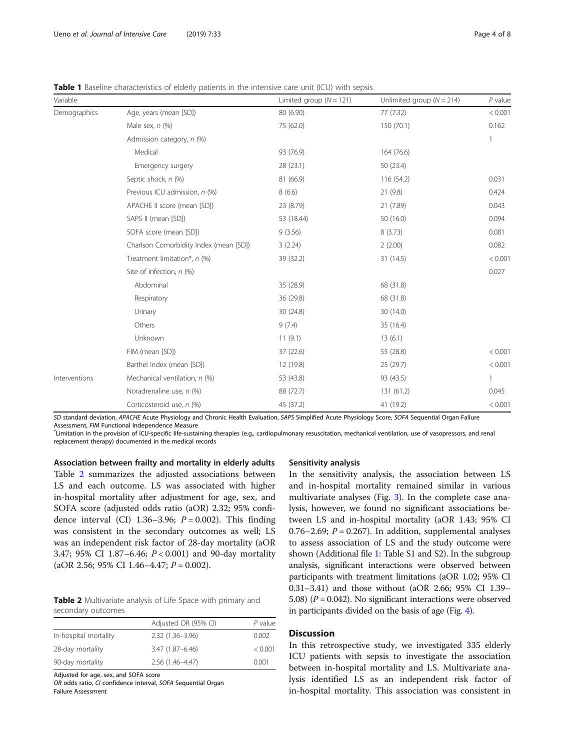**Table 1** Baseline characteristics of elderly patients in the intensive care unit (ICU) with sepsis

| Variable | | Limited group (*N* = 121) | Unlimited group (*N* = 214) | *P* value |
|---|---|---|---|---|
| Demographics | Age, years (mean [SD]) | 80 (6.90) | 77 (7.32) | < 0.001 |
| | Male sex, *n* (%) | 75 (62.0) | 150 (70.1) | 0.162 |
| | Admission category, *n* (%) | | | 1 |
| | Medical | 93 (76.9) | 164 (76.6) | |
| | Emergency surgery | 28 (23.1) | 50 (23.4) | |
| | Septic shock, *n* (%) | 81 (66.9) | 116 (54.2) | 0.031 |
| | Previous ICU admission, *n* (%) | 8 (6.6) | 21 (9.8) | 0.424 |
| | APACHE II score (mean [SD]) | 23 (8.79) | 21 (7.89) | 0.043 |
| | SAPS II (mean [SD]) | 53 (18.44) | 50 (16.0) | 0.094 |
| | SOFA score (mean [SD]) | 9 (3.56) | 8 (3.73) | 0.081 |
| | Charlson Comorbidity Index (mean [SD]) | 3 (2.24) | 2 (2.00) | 0.082 |
| | Treatment limitation*, *n* (%) | 39 (32.2) | 31 (14.5) | < 0.001 |
| | Site of infection, *n* (%) | | | 0.027 |
| | Abdominal | 35 (28.9) | 68 (31.8) | |
| | Respiratory | 36 (29.8) | 68 (31.8) | |
| | Urinary | 30 (24.8) | 30 (14.0) | |
| | Others | 9 (7.4) | 35 (16.4) | |
| | Unknown | 11 (9.1) | 13 (6.1) | |
| | FIM (mean [SD]) | 37 (22.6) | 55 (28.8) | < 0.001 |
| | Barthel Index (mean [SD]) | 12 (19.8) | 25 (29.7) | < 0.001 |
| Interventions | Mechanical ventilation, *n* (%) | 53 (43.8) | 93 (43.5) | 1 |
| | Noradrenaline use, *n* (%) | 88 (72.7) | 131 (61.2) | 0.045 |
| | Corticosteroid use, *n* (%) | 45 (37.2) | 41 (19.2) | < 0.001 |

*SD* standard deviation, *APACHE* Acute Physiology and Chronic Health Evaluation, *SAPS* Simplified Acute Physiology Score, *SOFA* Sequential Organ Failure Assessment, *FIM* Functional Independence Measure

*Limitation in the provision of ICU-specific life-sustaining therapies (e.g., cardiopulmonary resuscitation, mechanical ventilation, use of vasopressors, and renal replacement therapy) documented in the medical records

### Association between frailty and mortality in elderly adults

Table 2 summarizes the adjusted associations between LS and each outcome. LS was associated with higher in-hospital mortality after adjustment for age, sex, and SOFA score (adjusted odds ratio (aOR) 2.32; 95% confidence interval (CI) 1.36–3.96; $P = 0.002$). This finding was consistent in the secondary outcomes as well; LS was an independent risk factor of 28-day mortality (aOR 3.47; 95% CI 1.87–6.46; $P < 0.001$) and 90-day mortality (aOR 2.56; 95% CI 1.46–4.47; $P = 0.002$).

**Table 2** Multivariate analysis of Life Space with primary and secondary outcomes

| | Adjusted OR (95% CI) | *P* value |
|---|---|---|
| In-hospital mortality | 2.32 (1.36–3.96) | 0.002 |
| 28-day mortality | 3.47 (1.87–6.46) | < 0.001 |
| 90-day mortality | 2.56 (1.46–4.47) | 0.001 |

Adjusted for age, sex, and SOFA score
*OR* odds ratio, *CI* confidence interval, *SOFA* Sequential Organ Failure Assessment

### Sensitivity analysis

In the sensitivity analysis, the association between LS and in-hospital mortality remained similar in various multivariate analyses (Fig. 3). In the complete case analysis, however, we found no significant associations between LS and in-hospital mortality (aOR 1.43; 95% CI 0.76–2.69; $P = 0.267$). In addition, supplemental analyses to assess association of LS and the study outcome were shown (Additional file 1: Table S1 and S2). In the subgroup analysis, significant interactions were observed between participants with treatment limitations (aOR 1.02; 95% CI 0.31–3.41) and those without (aOR 2.66; 95% CI 1.39–5.08) ($P = 0.042$). No significant interactions were observed in participants divided on the basis of age (Fig. 4).

## Discussion

In this retrospective study, we investigated 335 elderly ICU patients with sepsis to investigate the association between in-hospital mortality and LS. Multivariate analysis identified LS as an independent risk factor of in-hospital mortality. This association was consistent in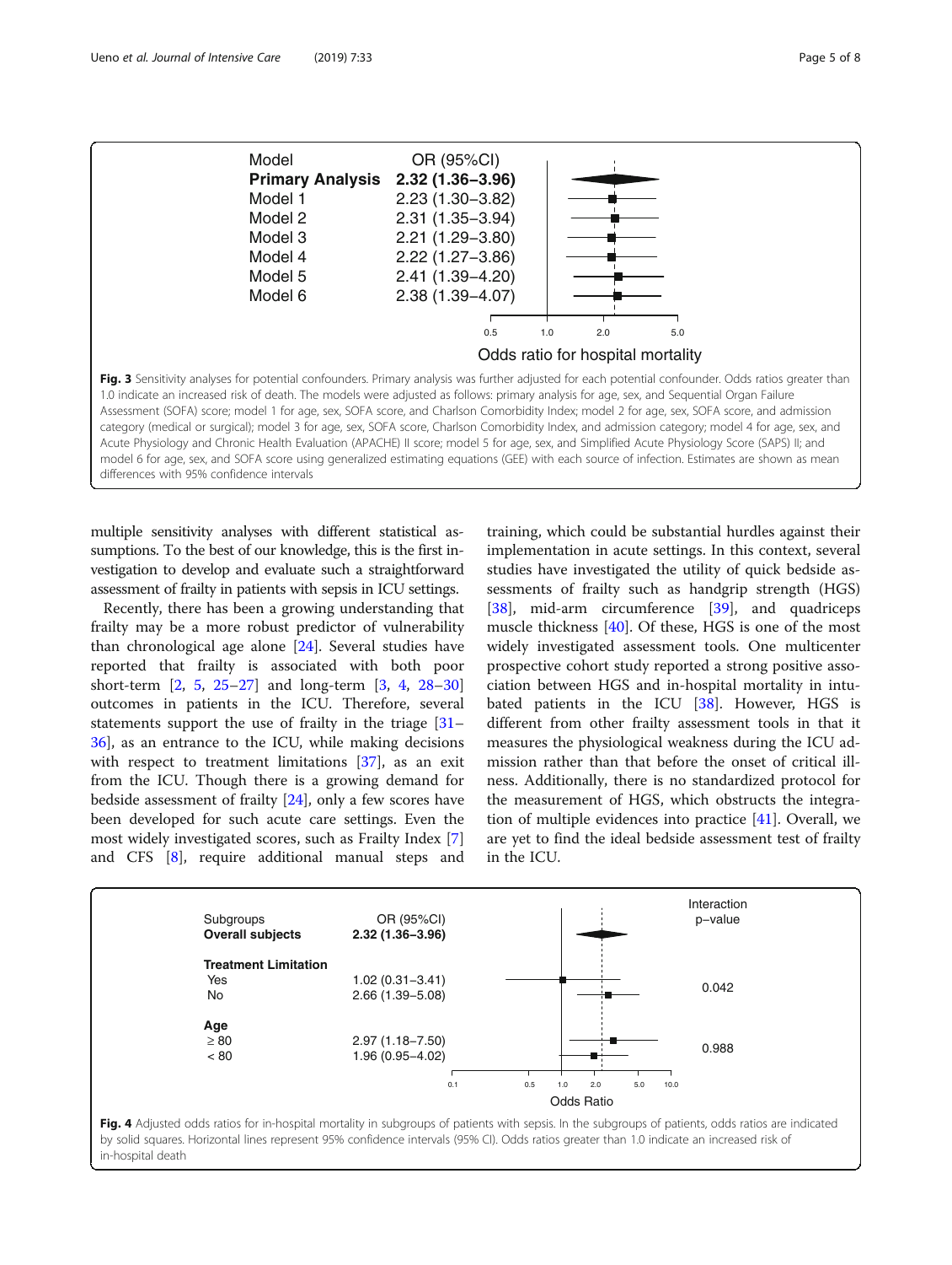Model
OR (95%CI)
**Primary Analysis** **2.32 (1.36–3.96)**
Model 1 2.23 (1.30–3.82)
Model 2 2.31 (1.35–3.94)
Model 3 2.21 (1.29–3.80)
Model 4 2.22 (1.27–3.86)
Model 5 2.41 (1.39–4.20)
Model 6 2.38 (1.39–4.07)

0.5 1.0 2.0 5.0

Odds ratio for hospital mortality

**Fig. 3** Sensitivity analyses for potential confounders. Primary analysis was further adjusted for each potential confounder. Odds ratios greater than 1.0 indicate an increased risk of death. The models were adjusted as follows: primary analysis for age, sex, and Sequential Organ Failure Assessment (SOFA) score; model 1 for age, sex, SOFA score, and Charlson Comorbidity Index; model 2 for age, sex, SOFA score, and admission category (medical or surgical); model 3 for age, sex, SOFA score, Charlson Comorbidity Index, and admission category; model 4 for age, sex, and Acute Physiology and Chronic Health Evaluation (APACHE) II score; model 5 for age, sex, and Simplified Acute Physiology Score (SAPS) II; and model 6 for age, sex, and SOFA score using generalized estimating equations (GEE) with each source of infection. Estimates are shown as mean differences with 95% confidence intervals

multiple sensitivity analyses with different statistical assumptions. To the best of our knowledge, this is the first investigation to develop and evaluate such a straightforward assessment of frailty in patients with sepsis in ICU settings.

Recently, there has been a growing understanding that frailty may be a more robust predictor of vulnerability than chronological age alone [24]. Several studies have reported that frailty is associated with both poor short-term [2, 5, 25–27] and long-term [3, 4, 28–30] outcomes in patients in the ICU. Therefore, several statements support the use of frailty in the triage [31–36], as an entrance to the ICU, while making decisions with respect to treatment limitations [37], as an exit from the ICU. Though there is a growing demand for bedside assessment of frailty [24], only a few scores have been developed for such acute care settings. Even the most widely investigated scores, such as Frailty Index [7] and CFS [8], require additional manual steps and training, which could be substantial hurdles against their implementation in acute settings. In this context, several studies have investigated the utility of quick bedside assessments of frailty such as handgrip strength (HGS) [38], mid-arm circumference [39], and quadriceps muscle thickness [40]. Of these, HGS is one of the most widely investigated assessment tools. One multicenter prospective cohort study reported a strong positive association between HGS and in-hospital mortality in intubated patients in the ICU [38]. However, HGS is different from other frailty assessment tools in that it measures the physiological weakness during the ICU admission rather than that before the onset of critical illness. Additionally, there is no standardized protocol for the measurement of HGS, which obstructs the integration of multiple evidences into practice [41]. Overall, we are yet to find the ideal bedside assessment test of frailty in the ICU.

Subgroups
**Overall subjects**
OR (95%CI)
**2.32 (1.36–3.96)**
Interaction p–value

**Treatment Limitation**
Yes 1.02 (0.31–3.41)
No 2.66 (1.39–5.08)
0.042

**Age**
≥ 80 2.97 (1.18–7.50)
< 80 1.96 (0.95–4.02)
0.988

0.1 0.5 1.0 2.0 5.0 10.0

Odds Ratio

**Fig. 4** Adjusted odds ratios for in-hospital mortality in subgroups of patients with sepsis. In the subgroups of patients, odds ratios are indicated by solid squares. Horizontal lines represent 95% confidence intervals (95% CI). Odds ratios greater than 1.0 indicate an increased risk of in-hospital death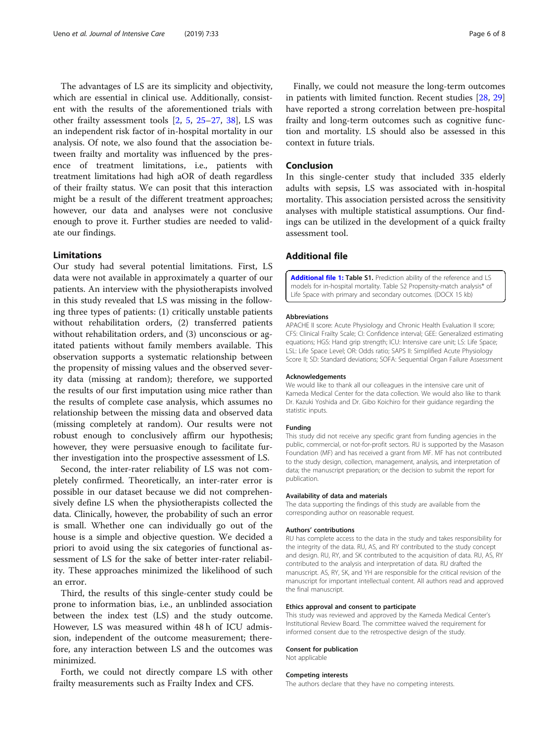The advantages of LS are its simplicity and objectivity, which are essential in clinical use. Additionally, consistent with the results of the aforementioned trials with other frailty assessment tools [2, 5, 25–27, 38], LS was an independent risk factor of in-hospital mortality in our analysis. Of note, we also found that the association between frailty and mortality was influenced by the presence of treatment limitations, i.e., patients with treatment limitations had high aOR of death regardless of their frailty status. We can posit that this interaction might be a result of the different treatment approaches; however, our data and analyses were not conclusive enough to prove it. Further studies are needed to validate our findings.

## Limitations

Our study had several potential limitations. First, LS data were not available in approximately a quarter of our patients. An interview with the physiotherapists involved in this study revealed that LS was missing in the following three types of patients: (1) critically unstable patients without rehabilitation orders, (2) transferred patients without rehabilitation orders, and (3) unconscious or agitated patients without family members available. This observation supports a systematic relationship between the propensity of missing values and the observed severity data (missing at random); therefore, we supported the results of our first imputation using mice rather than the results of complete case analysis, which assumes no relationship between the missing data and observed data (missing completely at random). Our results were not robust enough to conclusively affirm our hypothesis; however, they were persuasive enough to facilitate further investigation into the prospective assessment of LS.

Second, the inter-rater reliability of LS was not completely confirmed. Theoretically, an inter-rater error is possible in our dataset because we did not comprehensively define LS when the physiotherapists collected the data. Clinically, however, the probability of such an error is small. Whether one can individually go out of the house is a simple and objective question. We decided a priori to avoid using the six categories of functional assessment of LS for the sake of better inter-rater reliability. These approaches minimized the likelihood of such an error.

Third, the results of this single-center study could be prone to information bias, i.e., an unblinded association between the index test (LS) and the study outcome. However, LS was measured within 48 h of ICU admission, independent of the outcome measurement; therefore, any interaction between LS and the outcomes was minimized.

Forth, we could not directly compare LS with other frailty measurements such as Frailty Index and CFS.

Finally, we could not measure the long-term outcomes in patients with limited function. Recent studies [28, 29] have reported a strong correlation between pre-hospital frailty and long-term outcomes such as cognitive function and mortality. LS should also be assessed in this context in future trials.

## Conclusion

In this single-center study that included 335 elderly adults with sepsis, LS was associated with in-hospital mortality. This association persisted across the sensitivity analyses with multiple statistical assumptions. Our findings can be utilized in the development of a quick frailty assessment tool.

## Additional file

**Additional file 1: Table S1.** Prediction ability of the reference and LS models for in-hospital mortality. Table S2 Propensity-match analysis* of Life Space with primary and secondary outcomes. (DOCX 15 kb)

#### Abbreviations

APACHE II score: Acute Physiology and Chronic Health Evaluation II score; CFS: Clinical Frailty Scale; CI: Confidence interval; GEE: Generalized estimating equations; HGS: Hand grip strength; ICU: Intensive care unit; LS: Life Space; LSL: Life Space Level; OR: Odds ratio; SAPS II: Simplified Acute Physiology Score II; SD: Standard deviations; SOFA: Sequential Organ Failure Assessment

#### Acknowledgements

We would like to thank all our colleagues in the intensive care unit of Kameda Medical Center for the data collection. We would also like to thank Dr. Kazuki Yoshida and Dr. Gibo Koichiro for their guidance regarding the statistic inputs.

#### Funding

This study did not receive any specific grant from funding agencies in the public, commercial, or not-for-profit sectors. RU is supported by the Masason Foundation (MF) and has received a grant from MF. MF has not contributed to the study design, collection, management, analysis, and interpretation of data; the manuscript preparation; or the decision to submit the report for publication.

#### Availability of data and materials

The data supporting the findings of this study are available from the corresponding author on reasonable request.

#### Authors' contributions

RU has complete access to the data in the study and takes responsibility for the integrity of the data. RU, AS, and RY contributed to the study concept and design. RU, RY, and SK contributed to the acquisition of data. RU, AS, RY contributed to the analysis and interpretation of data. RU drafted the manuscript. AS, RY, SK, and YH are responsible for the critical revision of the manuscript for important intellectual content. All authors read and approved the final manuscript.

#### Ethics approval and consent to participate

This study was reviewed and approved by the Kameda Medical Center's Institutional Review Board. The committee waived the requirement for informed consent due to the retrospective design of the study.

#### Consent for publication

Not applicable

#### Competing interests

The authors declare that they have no competing interests.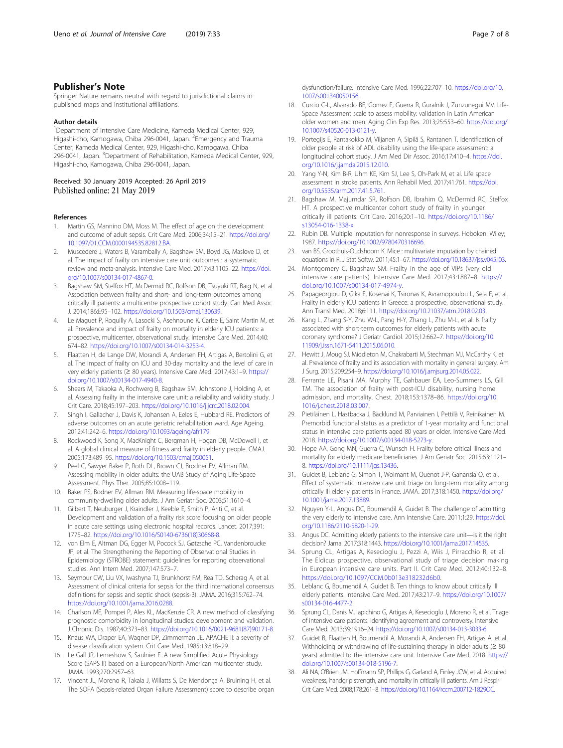## Publisher's Note

Springer Nature remains neutral with regard to jurisdictional claims in published maps and institutional affiliations.

### Author details

[1]Department of Intensive Care Medicine, Kameda Medical Center, 929, Higashi-cho, Kamogawa, Chiba 296-0041, Japan. [2]Emergency and Trauma Center, Kameda Medical Center, 929, Higashi-cho, Kamogawa, Chiba 296-0041, Japan. [3]Department of Rehabilitation, Kameda Medical Center, 929, Higashi-cho, Kamogawa, Chiba 296-0041, Japan.

Received: 30 January 2019 Accepted: 26 April 2019
Published online: 21 May 2019

### References

1. Martin GS, Mannino DM, Moss M. The effect of age on the development and outcome of adult sepsis. Crit Care Med. 2006;34:15–21. https://doi.org/10.1097/01.CCM.0000194535.82812.BA.
2. Muscedere J, Waters B, Varambally A, Bagshaw SM, Boyd JG, Maslove D, et al. The impact of frailty on intensive care unit outcomes : a systematic review and meta-analysis. Intensive Care Med. 2017;43:1105–22. https://doi.org/10.1007/s00134-017-4867-0.
3. Bagshaw SM, Stelfox HT, McDermid RC, Rolfson DB, Tsuyuki RT, Baig N, et al. Association between frailty and short- and long-term outcomes among critically ill patients: a multicentre prospective cohort study. Can Med Assoc J. 2014;186:E95–102. https://doi.org/10.1503/cmaj.130639.
4. Le Maguet P, Roquilly A, Lasocki S, Asehnoune K, Carise E, Saint Martin M, et al. Prevalence and impact of frailty on mortality in elderly ICU patients: a prospective, multicenter, observational study. Intensive Care Med. 2014;40:674–82. https://doi.org/10.1007/s00134-014-3253-4.
5. Flaatten H, de Lange DW, Morandi A, Andersen FH, Artigas A, Bertolini G, et al. The impact of frailty on ICU and 30-day mortality and the level of care in very elderly patients (≥ 80 years). Intensive Care Med. 2017;43:1–9. https://doi.org/10.1007/s00134-017-4940-8.
6. Shears M, Takaoka A, Rochwerg B, Bagshaw SM, Johnstone J, Holding A, et al. Assessing frailty in the intensive care unit: a reliability and validity study. J Crit Care. 2018;45:197–203. https://doi.org/10.1016/j.jcrc.2018.02.004.
7. Singh I, Gallacher J, Davis K, Johansen A, Eeles E, Hubbard RE. Predictors of adverse outcomes on an acute geriatric rehabilitation ward. Age Ageing. 2012;41:242–6. https://doi.org/10.1093/ageing/afr179.
8. Rockwood K, Song X, MacKnight C, Bergman H, Hogan DB, McDowell I, et al. A global clinical measure of fitness and frailty in elderly people. CMAJ. 2005;173:489–95. https://doi.org/10.1503/cmaj.050051.
9. Peel C, Sawyer Baker P, Roth DL, Brown CJ, Brodner EV, Allman RM. Assessing mobility in older adults: the UAB Study of Aging Life-Space Assessment. Phys Ther. 2005;85:1008–119.
10. Baker PS, Bodner EV, Allman RM. Measuring life-space mobility in community-dwelling older adults. J Am Geriatr Soc. 2003;51:1610–4.
11. Gilbert T, Neuburger J, Kraindler J, Keeble E, Smith P, Ariti C, et al. Development and validation of a frailty risk score focusing on older people in acute care settings using electronic hospital records. Lancet. 2017;391:1775–82. https://doi.org/10.1016/S0140-6736(18)30668-8.
12. von Elm E, Altman DG, Egger M, Pocock SJ, Gøtzsche PC, Vandenbroucke JP, et al. The Strengthening the Reporting of Observational Studies in Epidemiology (STROBE) statement: guidelines for reporting observational studies. Ann Intern Med. 2007;147:573–7.
13. Seymour CW, Liu VX, Iwashyna TJ, Brunkhorst FM, Rea TD, Scherag A, et al. Assessment of clinical criteria for sepsis for the third international consensus definitions for sepsis and septic shock (sepsis-3). JAMA. 2016;315:762–74. https://doi.org/10.1001/jama.2016.0288.
14. Charlson ME, Pompei P, Ales KL, MacKenzie CR. A new method of classifying prognostic comorbidity in longitudinal studies: development and validation. J Chronic Dis. 1987;40:373–83. https://doi.org/10.1016/0021-9681(87)90171-8.
15. Knaus WA, Draper EA, Wagner DP, Zimmerman JE. APACHE II: a severity of disease classification system. Crit Care Med. 1985;13:818–29.
16. Le Gall JR, Lemeshow S, Saulnier F. A new Simplified Acute Physiology Score (SAPS II) based on a European/North American multicenter study. JAMA. 1993;270:2957–63.
17. Vincent JL, Moreno R, Takala J, Willatts S, De Mendonça A, Bruining H, et al. The SOFA (Sepsis-related Organ Failure Assessment) score to describe organ dysfunction/failure. Intensive Care Med. 1996;22:707–10. https://doi.org/10.1007/s001340050156.
18. Curcio C-L, Alvarado BE, Gomez F, Guerra R, Guralnik J, Zunzunegui MV. Life-Space Assessment scale to assess mobility: validation in Latin American older women and men. Aging Clin Exp Res. 2013;25:553–60. https://doi.org/10.1007/s40520-013-0121-y.
19. Portegijs E, Rantakokko M, Viljanen A, Sipilä S, Rantanen T. Identification of older people at risk of ADL disability using the life-space assessment: a longitudinal cohort study. J Am Med Dir Assoc. 2016;17:410–4. https://doi.org/10.1016/j.jamda.2015.12.010.
20. Yang Y-N, Kim B-R, Uhm KE, Kim SJ, Lee S, Oh-Park M, et al. Life space assessment in stroke patients. Ann Rehabil Med. 2017;41:761. https://doi.org/10.5535/arm.2017.41.5.761.
21. Bagshaw M, Majumdar SR, Rolfson DB, Ibrahim Q, McDermid RC, Stelfox HT. A prospective multicenter cohort study of frailty in younger critically ill patients. Crit Care. 2016;20:1–10. https://doi.org/10.1186/s13054-016-1338-x.
22. Rubin DB. Multiple imputation for nonresponse in surveys. Hoboken: Wiley; 1987. https://doi.org/10.1002/9780470316696.
23. van BS, Groothuis-Oudshoorn K. Mice : multivariate imputation by chained equations in R. J Stat Softw. 2011;45:1–67. https://doi.org/10.18637/jss.v045.i03.
24. Montgomery C, Bagshaw SM. Frailty in the age of VIPs (very old intensive care patients). Intensive Care Med. 2017;43:1887–8. https://doi.org/10.1007/s00134-017-4974-y.
25. Papageorgiou D, Gika E, Kosenai K, Tsironas K, Avramopoulou L, Sela E, et al. Frailty in elderly ICU patients in Greece: a prospective, observational study. Ann Transl Med. 2018;6:111. https://doi.org/10.21037/atm.2018.02.03.
26. Kang L, Zhang S-Y, Zhu W-L, Pang H-Y, Zhang L, Zhu M-L, et al. Is frailty associated with short-term outcomes for elderly patients with acute coronary syndrome? J Geriatr Cardiol. 2015;12:662–7. https://doi.org/10.11909/j.issn.1671-5411.2015.06.010.
27. Hewitt J, Moug SJ, Middleton M, Chakrabarti M, Stechman MJ, McCarthy K, et al. Prevalence of frailty and its association with mortality in general surgery. Am J Surg. 2015;209:254–9. https://doi.org/10.1016/j.amjsurg.2014.05.022.
28. Ferrante LE, Pisani MA, Murphy TE, Gahbauer EA, Leo-Summers LS, Gill TM. The association of frailty with post-ICU disability, nursing home admission, and mortality. Chest. 2018;153:1378–86. https://doi.org/10.1016/j.chest.2018.03.007.
29. Pietiläinen L, Hästbacka J, Bäcklund M, Parviainen I, Pettilä V, Reinikainen M. Premorbid functional status as a predictor of 1-year mortality and functional status in intensive care patients aged 80 years or older. Intensive Care Med. 2018. https://doi.org/10.1007/s00134-018-5273-y.
30. Hope AA, Gong MN, Guerra C, Wunsch H. Frailty before critical illness and mortality for elderly medicare beneficiaries. J Am Geriatr Soc. 2015;63:1121–8. https://doi.org/10.1111/jgs.13436.
31. Guidet B, Leblanc G, Simon T, Woimant M, Quenot J-P, Ganansia O, et al. Effect of systematic intensive care unit triage on long-term mortality among critically ill elderly patients in France. JAMA. 2017;318:1450. https://doi.org/10.1001/jama.2017.13889.
32. Nguyen Y-L, Angus DC, Boumendil A, Guidet B. The challenge of admitting the very elderly to intensive care. Ann Intensive Care. 2011;1:29. https://doi.org/10.1186/2110-5820-1-29.
33. Angus DC. Admitting elderly patients to the intensive care unit—is it the right decision? Jama. 2017;318:1443. https://doi.org/10.1001/jama.2017.14535.
34. Sprung CL, Artigas A, Kesecioglu J, Pezzi A, Wiis J, Pirracchio R, et al. The Eldicus prospective, observational study of triage decision making in European intensive care units. Part II. Crit Care Med. 2012;40:132–8. https://doi.org/10.1097/CCM.0b013e318232d6b0.
35. Leblanc G, Boumendil A, Guidet B. Ten things to know about critically ill elderly patients. Intensive Care Med. 2017;43:217–9. https://doi.org/10.1007/s00134-016-4477-2.
36. Sprung CL, Danis M, Iapichino G, Artigas A, Kesecioglu J, Moreno R, et al. Triage of intensive care patients: identifying agreement and controversy. Intensive Care Med. 2013;39:1916–24. https://doi.org/10.1007/s00134-013-3033-6.
37. Guidet B, Flaatten H, Boumendil A, Morandi A, Andersen FH, Artigas A, et al. Withholding or withdrawing of life-sustaining therapy in older adults (≥ 80 years) admitted to the intensive care unit. Intensive Care Med. 2018. https://doi.org/10.1007/s00134-018-5196-7.
38. Ali NA, O'Brien JM, Hoffmann SP, Phillips G, Garland A, Finley JCW, et al. Acquired weakness, handgrip strength, and mortality in critically ill patients. Am J Respir Crit Care Med. 2008;178:261–8. https://doi.org/10.1164/rccm.200712-1829OC.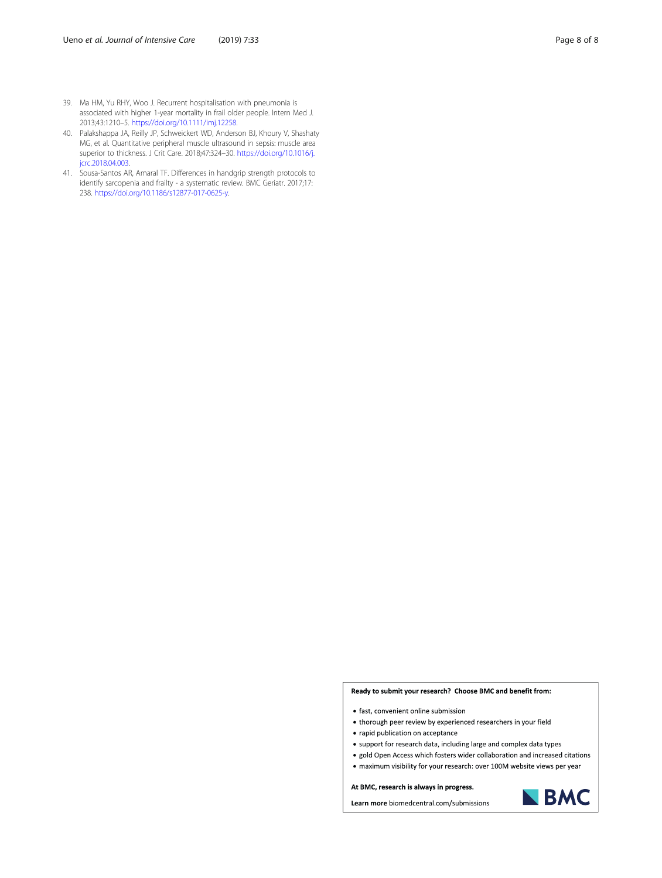39. Ma HM, Yu RHY, Woo J. Recurrent hospitalisation with pneumonia is associated with higher 1-year mortality in frail older people. Intern Med J. 2013;43:1210–5. https://doi.org/10.1111/imj.12258.
40. Palakshappa JA, Reilly JP, Schweickert WD, Anderson BJ, Khoury V, Shashaty MG, et al. Quantitative peripheral muscle ultrasound in sepsis: muscle area superior to thickness. J Crit Care. 2018;47:324–30. https://doi.org/10.1016/j.jcrc.2018.04.003.
41. Sousa-Santos AR, Amaral TF. Differences in handgrip strength protocols to identify sarcopenia and frailty - a systematic review. BMC Geriatr. 2017;17:238. https://doi.org/10.1186/s12877-017-0625-y.

**Ready to submit your research? Choose BMC and benefit from:**

- fast, convenient online submission
- thorough peer review by experienced researchers in your field
- rapid publication on acceptance
- support for research data, including large and complex data types
- gold Open Access which fosters wider collaboration and increased citations
- maximum visibility for your research: over 100M website views per year

**At BMC, research is always in progress.**

**Learn more** biomedcentral.com/submissions

BMC